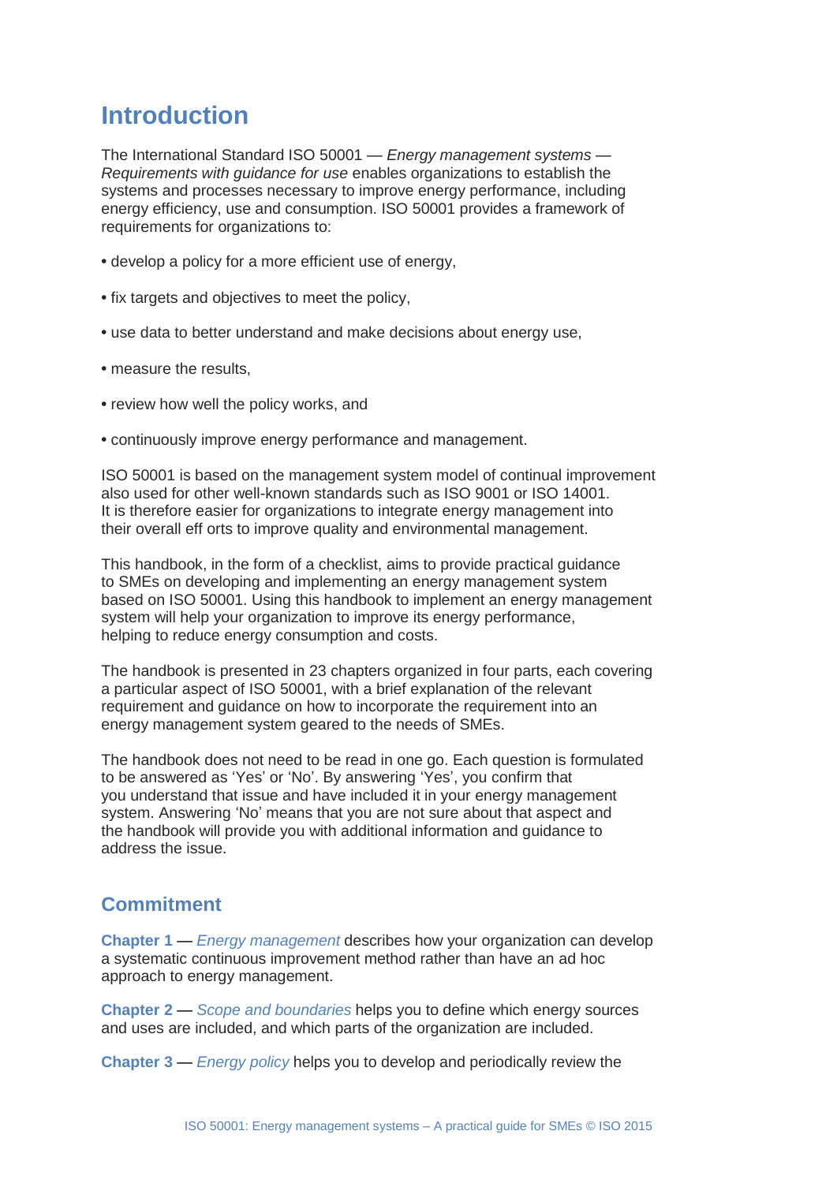# Introduction

The International Standard ISO 50001 — *Energy management systems — Requirements with guidance for use* enables organizations to establish the systems and processes necessary to improve energy performance, including energy efficiency, use and consumption. ISO 50001 provides a framework of requirements for organizations to:

- develop a policy for a more efficient use of energy,
- fix targets and objectives to meet the policy,
- use data to better understand and make decisions about energy use,
- measure the results,
- review how well the policy works, and
- continuously improve energy performance and management.

ISO 50001 is based on the management system model of continual improvement also used for other well-known standards such as ISO 9001 or ISO 14001. It is therefore easier for organizations to integrate energy management into their overall eff orts to improve quality and environmental management.

This handbook, in the form of a checklist, aims to provide practical guidance to SMEs on developing and implementing an energy management system based on ISO 50001. Using this handbook to implement an energy management system will help your organization to improve its energy performance, helping to reduce energy consumption and costs.

The handbook is presented in 23 chapters organized in four parts, each covering a particular aspect of ISO 50001, with a brief explanation of the relevant requirement and guidance on how to incorporate the requirement into an energy management system geared to the needs of SMEs.

The handbook does not need to be read in one go. Each question is formulated to be answered as 'Yes' or 'No'. By answering 'Yes', you confirm that you understand that issue and have included it in your energy management system. Answering 'No' means that you are not sure about that aspect and the handbook will provide you with additional information and guidance to address the issue.

## Commitment

**Chapter 1** — *Energy management* describes how your organization can develop a systematic continuous improvement method rather than have an ad hoc approach to energy management.

**Chapter 2** — *Scope and boundaries* helps you to define which energy sources and uses are included, and which parts of the organization are included.

**Chapter 3** — *Energy policy* helps you to develop and periodically review the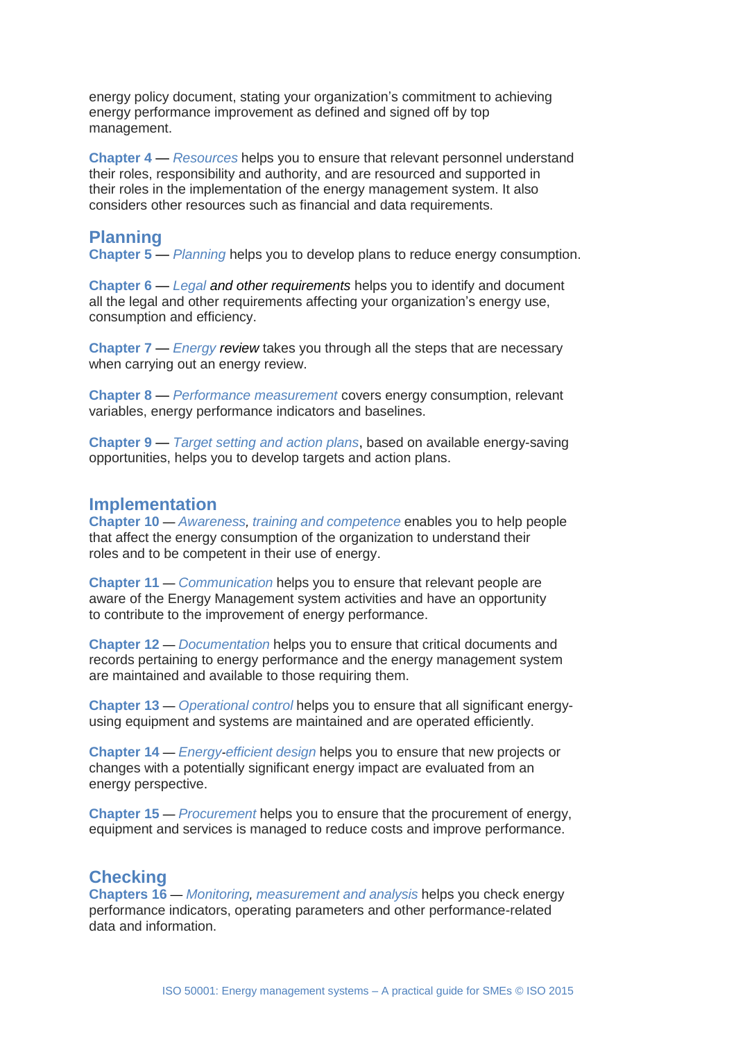energy policy document, stating your organization's commitment to achieving energy performance improvement as defined and signed off by top management.

**Chapter 4** — *Resources* helps you to ensure that relevant personnel understand their roles, responsibility and authority, and are resourced and supported in their roles in the implementation of the energy management system. It also considers other resources such as financial and data requirements.

## Planning

**Chapter 5** — *Planning* helps you to develop plans to reduce energy consumption.

**Chapter 6** — *Legal and other requirements* helps you to identify and document all the legal and other requirements affecting your organization's energy use, consumption and efficiency.

**Chapter 7** — *Energy review* takes you through all the steps that are necessary when carrying out an energy review.

**Chapter 8** — *Performance measurement* covers energy consumption, relevant variables, energy performance indicators and baselines.

**Chapter 9** — *Target setting and action plans*, based on available energy-saving opportunities, helps you to develop targets and action plans.

## Implementation

**Chapter 10** — *Awareness, training and competence* enables you to help people that affect the energy consumption of the organization to understand their roles and to be competent in their use of energy.

**Chapter 11** — *Communication* helps you to ensure that relevant people are aware of the Energy Management system activities and have an opportunity to contribute to the improvement of energy performance.

**Chapter 12** — *Documentation* helps you to ensure that critical documents and records pertaining to energy performance and the energy management system are maintained and available to those requiring them.

**Chapter 13** — *Operational control* helps you to ensure that all significant energy-using equipment and systems are maintained and are operated efficiently.

**Chapter 14** — *Energy-efficient design* helps you to ensure that new projects or changes with a potentially significant energy impact are evaluated from an energy perspective.

**Chapter 15** — *Procurement* helps you to ensure that the procurement of energy, equipment and services is managed to reduce costs and improve performance.

## Checking

**Chapters 16** — *Monitoring, measurement and analysis* helps you check energy performance indicators, operating parameters and other performance-related data and information.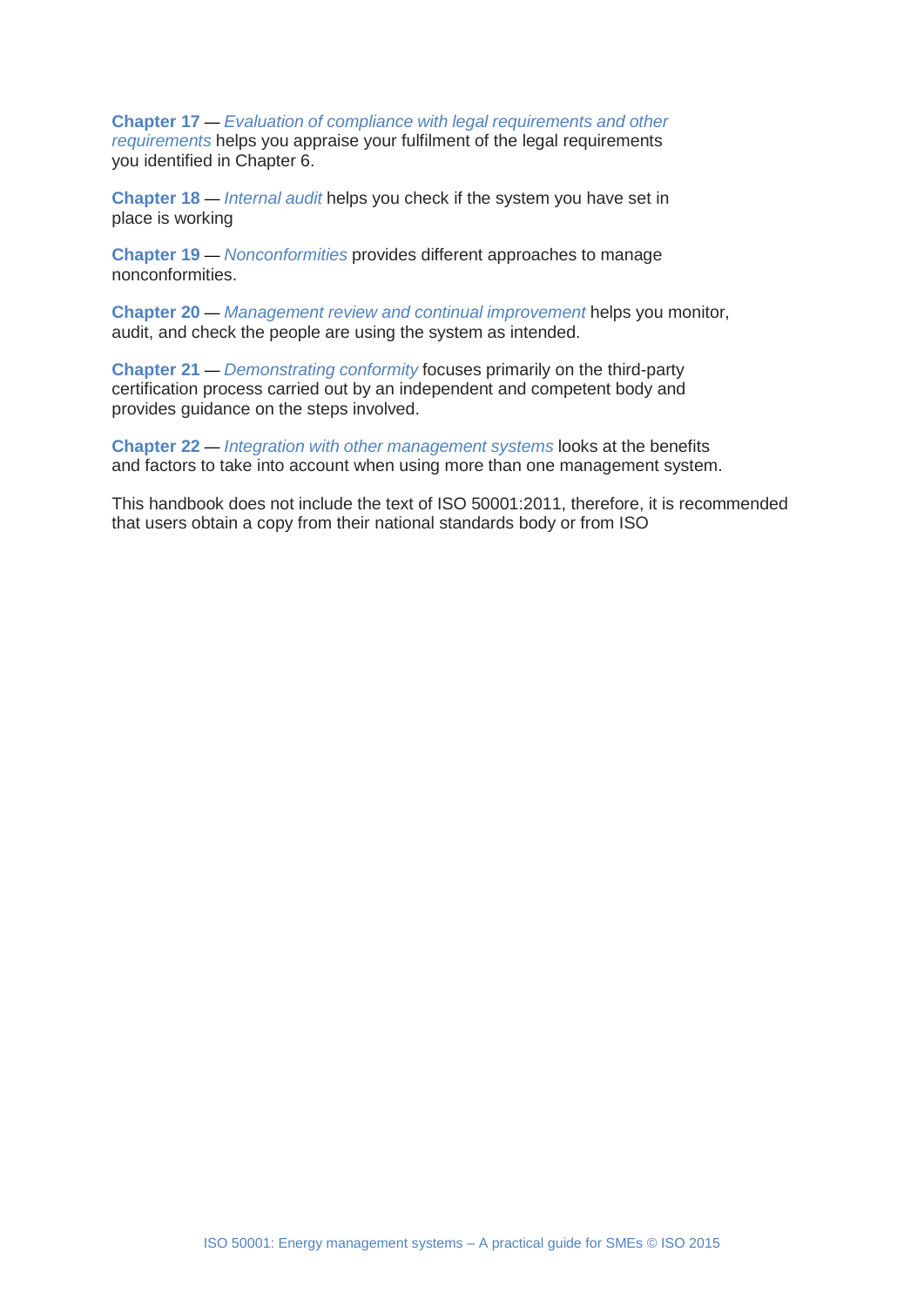**Chapter 17** — *Evaluation of compliance with legal requirements and other requirements* helps you appraise your fulfilment of the legal requirements you identified in Chapter 6.

**Chapter 18** — *Internal audit* helps you check if the system you have set in place is working

**Chapter 19** — *Nonconformities* provides different approaches to manage nonconformities.

**Chapter 20** — *Management review and continual improvement* helps you monitor, audit, and check the people are using the system as intended.

**Chapter 21** — *Demonstrating conformity* focuses primarily on the third-party certification process carried out by an independent and competent body and provides guidance on the steps involved.

**Chapter 22** — *Integration with other management systems* looks at the benefits and factors to take into account when using more than one management system.

This handbook does not include the text of ISO 50001:2011, therefore, it is recommended that users obtain a copy from their national standards body or from ISO